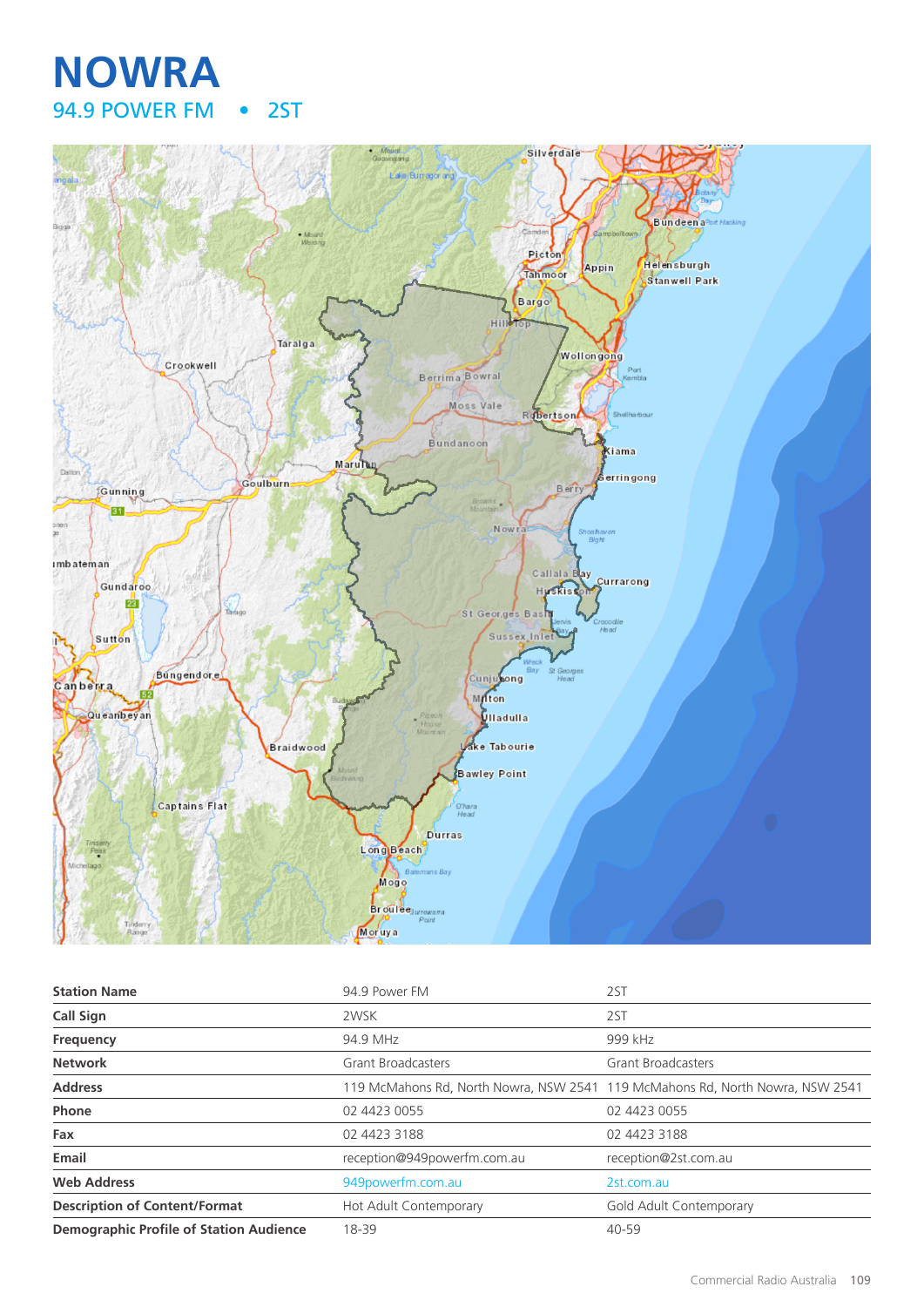# NOWRA

## 94.9 POWER FM • 2ST

| Station Name | 94.9 Power FM | 2ST |
|---|---|---|
| Call Sign | 2WSK | 2ST |
| Frequency | 94.9 MHz | 999 kHz |
| Network | Grant Broadcasters | Grant Broadcasters |
| Address | 119 McMahons Rd, North Nowra, NSW 2541 | 119 McMahons Rd, North Nowra, NSW 2541 |
| Phone | 02 4423 0055 | 02 4423 0055 |
| Fax | 02 4423 3188 | 02 4423 3188 |
| Email | reception@949powerfm.com.au | reception@2st.com.au |
| Web Address | 949powerfm.com.au | 2st.com.au |
| Description of Content/Format | Hot Adult Contemporary | Gold Adult Contemporary |
| Demographic Profile of Station Audience | 18-39 | 40-59 |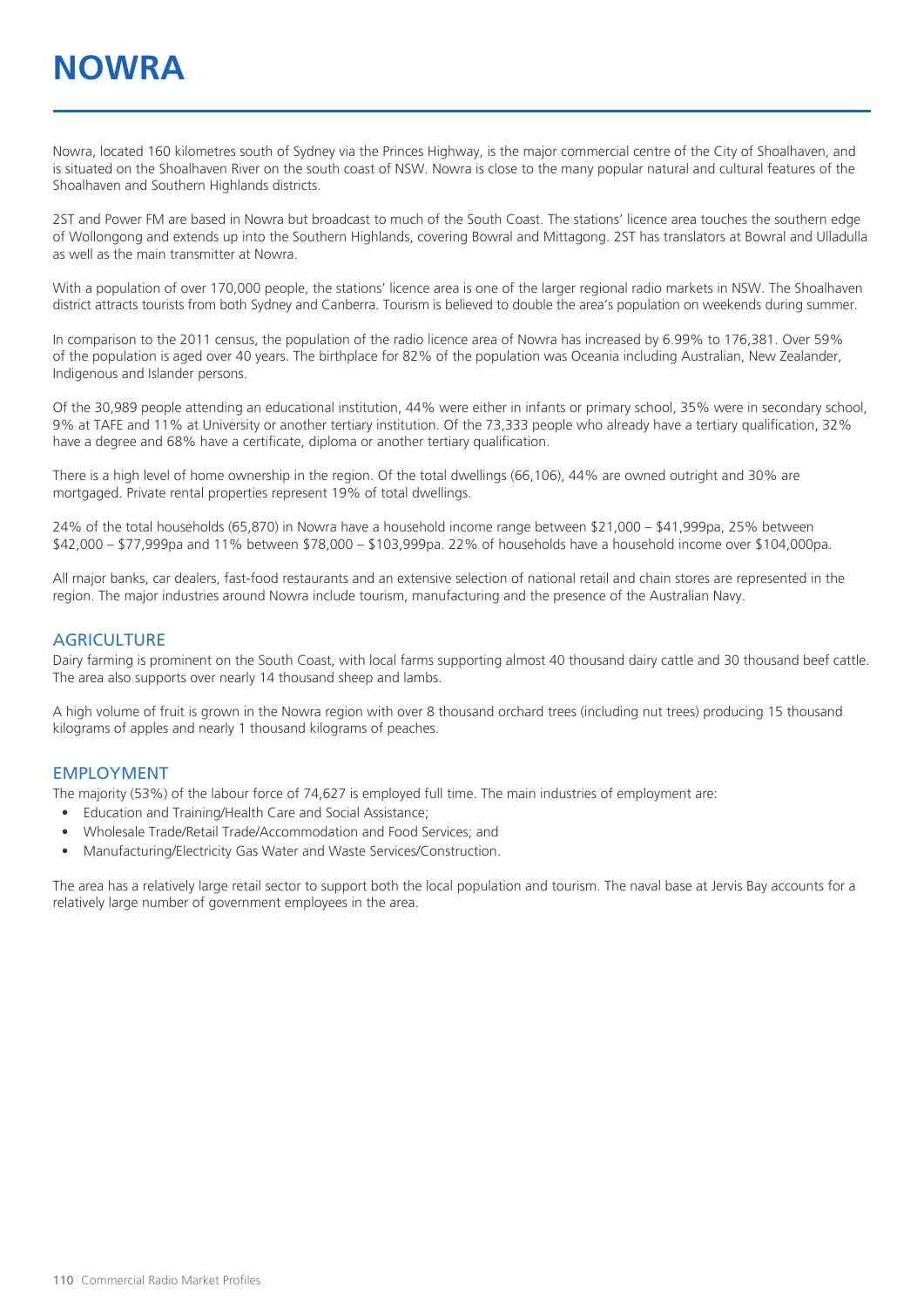# NOWRA

Nowra, located 160 kilometres south of Sydney via the Princes Highway, is the major commercial centre of the City of Shoalhaven, and is situated on the Shoalhaven River on the south coast of NSW. Nowra is close to the many popular natural and cultural features of the Shoalhaven and Southern Highlands districts.

2ST and Power FM are based in Nowra but broadcast to much of the South Coast. The stations' licence area touches the southern edge of Wollongong and extends up into the Southern Highlands, covering Bowral and Mittagong. 2ST has translators at Bowral and Ulladulla as well as the main transmitter at Nowra.

With a population of over 170,000 people, the stations' licence area is one of the larger regional radio markets in NSW. The Shoalhaven district attracts tourists from both Sydney and Canberra. Tourism is believed to double the area's population on weekends during summer.

In comparison to the 2011 census, the population of the radio licence area of Nowra has increased by 6.99% to 176,381. Over 59% of the population is aged over 40 years. The birthplace for 82% of the population was Oceania including Australian, New Zealander, Indigenous and Islander persons.

Of the 30,989 people attending an educational institution, 44% were either in infants or primary school, 35% were in secondary school, 9% at TAFE and 11% at University or another tertiary institution. Of the 73,333 people who already have a tertiary qualification, 32% have a degree and 68% have a certificate, diploma or another tertiary qualification.

There is a high level of home ownership in the region. Of the total dwellings (66,106), 44% are owned outright and 30% are mortgaged. Private rental properties represent 19% of total dwellings.

24% of the total households (65,870) in Nowra have a household income range between $21,000 – $41,999pa, 25% between $42,000 – $77,999pa and 11% between $78,000 – $103,999pa. 22% of households have a household income over $104,000pa.

All major banks, car dealers, fast-food restaurants and an extensive selection of national retail and chain stores are represented in the region. The major industries around Nowra include tourism, manufacturing and the presence of the Australian Navy.

## AGRICULTURE

Dairy farming is prominent on the South Coast, with local farms supporting almost 40 thousand dairy cattle and 30 thousand beef cattle. The area also supports over nearly 14 thousand sheep and lambs.

A high volume of fruit is grown in the Nowra region with over 8 thousand orchard trees (including nut trees) producing 15 thousand kilograms of apples and nearly 1 thousand kilograms of peaches.

## EMPLOYMENT

The majority (53%) of the labour force of 74,627 is employed full time. The main industries of employment are:

- Education and Training/Health Care and Social Assistance;
- Wholesale Trade/Retail Trade/Accommodation and Food Services; and
- Manufacturing/Electricity Gas Water and Waste Services/Construction.

The area has a relatively large retail sector to support both the local population and tourism. The naval base at Jervis Bay accounts for a relatively large number of government employees in the area.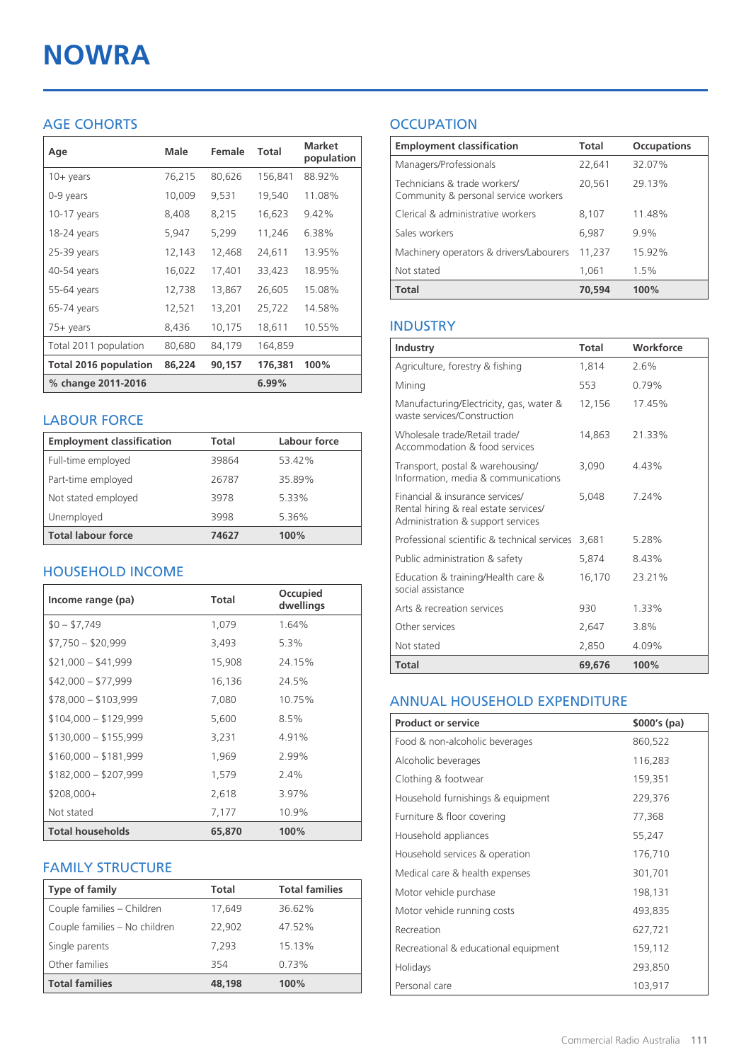# NOWRA

## AGE COHORTS

| Age | Male | Female | Total | Market population |
|---|---|---|---|---|
| 10+ years | 76,215 | 80,626 | 156,841 | 88.92% |
| 0-9 years | 10,009 | 9,531 | 19,540 | 11.08% |
| 10-17 years | 8,408 | 8,215 | 16,623 | 9.42% |
| 18-24 years | 5,947 | 5,299 | 11,246 | 6.38% |
| 25-39 years | 12,143 | 12,468 | 24,611 | 13.95% |
| 40-54 years | 16,022 | 17,401 | 33,423 | 18.95% |
| 55-64 years | 12,738 | 13,867 | 26,605 | 15.08% |
| 65-74 years | 12,521 | 13,201 | 25,722 | 14.58% |
| 75+ years | 8,436 | 10,175 | 18,611 | 10.55% |
| Total 2011 population | 80,680 | 84,179 | 164,859 | |
| **Total 2016 population** | **86,224** | **90,157** | **176,381** | **100%** |
| **% change 2011-2016** | | | **6.99%** | |

## LABOUR FORCE

| Employment classification | Total | Labour force |
|---|---|---|
| Full-time employed | 39864 | 53.42% |
| Part-time employed | 26787 | 35.89% |
| Not stated employed | 3978 | 5.33% |
| Unemployed | 3998 | 5.36% |
| **Total labour force** | **74627** | **100%** |

## HOUSEHOLD INCOME

| Income range (pa) | Total | Occupied dwellings |
|---|---|---|
| $0 – $7,749 | 1,079 | 1.64% |
| $7,750 – $20,999 | 3,493 | 5.3% |
| $21,000 – $41,999 | 15,908 | 24.15% |
| $42,000 – $77,999 | 16,136 | 24.5% |
| $78,000 – $103,999 | 7,080 | 10.75% |
| $104,000 – $129,999 | 5,600 | 8.5% |
| $130,000 – $155,999 | 3,231 | 4.91% |
| $160,000 – $181,999 | 1,969 | 2.99% |
| $182,000 – $207,999 | 1,579 | 2.4% |
| $208,000+ | 2,618 | 3.97% |
| Not stated | 7,177 | 10.9% |
| **Total households** | **65,870** | **100%** |

## FAMILY STRUCTURE

| Type of family | Total | Total families |
|---|---|---|
| Couple families – Children | 17,649 | 36.62% |
| Couple families – No children | 22,902 | 47.52% |
| Single parents | 7,293 | 15.13% |
| Other families | 354 | 0.73% |
| **Total families** | **48,198** | **100%** |

## OCCUPATION

| Employment classification | Total | Occupations |
|---|---|---|
| Managers/Professionals | 22,641 | 32.07% |
| Technicians & trade workers/ Community & personal service workers | 20,561 | 29.13% |
| Clerical & administrative workers | 8,107 | 11.48% |
| Sales workers | 6,987 | 9.9% |
| Machinery operators & drivers/Labourers | 11,237 | 15.92% |
| Not stated | 1,061 | 1.5% |
| **Total** | **70,594** | **100%** |

## INDUSTRY

| Industry | Total | Workforce |
|---|---|---|
| Agriculture, forestry & fishing | 1,814 | 2.6% |
| Mining | 553 | 0.79% |
| Manufacturing/Electricity, gas, water & waste services/Construction | 12,156 | 17.45% |
| Wholesale trade/Retail trade/ Accommodation & food services | 14,863 | 21.33% |
| Transport, postal & warehousing/ Information, media & communications | 3,090 | 4.43% |
| Financial & insurance services/ Rental hiring & real estate services/ Administration & support services | 5,048 | 7.24% |
| Professional scientific & technical services | 3,681 | 5.28% |
| Public administration & safety | 5,874 | 8.43% |
| Education & training/Health care & social assistance | 16,170 | 23.21% |
| Arts & recreation services | 930 | 1.33% |
| Other services | 2,647 | 3.8% |
| Not stated | 2,850 | 4.09% |
| **Total** | **69,676** | **100%** |

## ANNUAL HOUSEHOLD EXPENDITURE

| Product or service | $000's (pa) |
|---|---|
| Food & non-alcoholic beverages | 860,522 |
| Alcoholic beverages | 116,283 |
| Clothing & footwear | 159,351 |
| Household furnishings & equipment | 229,376 |
| Furniture & floor covering | 77,368 |
| Household appliances | 55,247 |
| Household services & operation | 176,710 |
| Medical care & health expenses | 301,701 |
| Motor vehicle purchase | 198,131 |
| Motor vehicle running costs | 493,835 |
| Recreation | 627,721 |
| Recreational & educational equipment | 159,112 |
| Holidays | 293,850 |
| Personal care | 103,917 |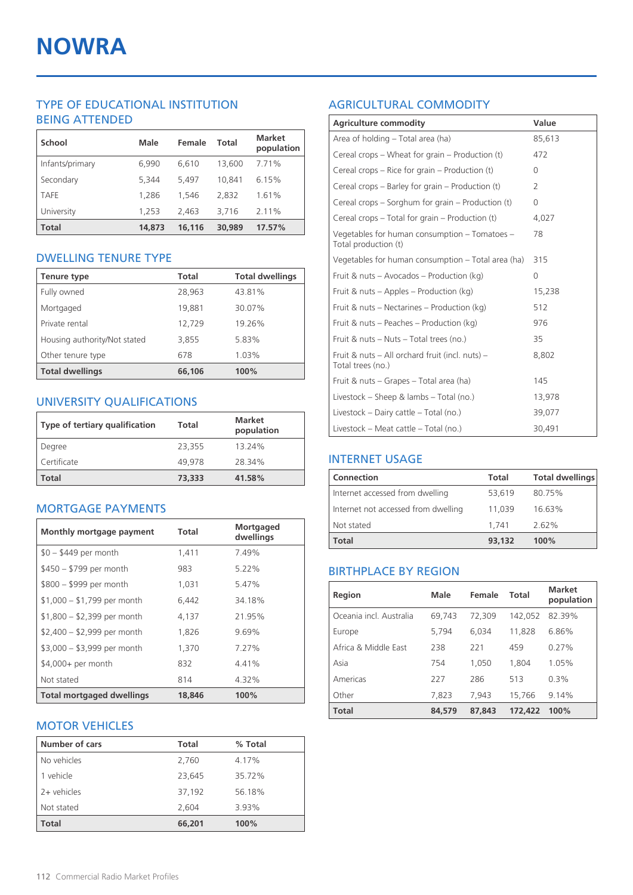# NOWRA

## TYPE OF EDUCATIONAL INSTITUTION BEING ATTENDED

| School | Male | Female | Total | Market population |
|---|---|---|---|---|
| Infants/primary | 6,990 | 6,610 | 13,600 | 7.71% |
| Secondary | 5,344 | 5,497 | 10,841 | 6.15% |
| TAFE | 1,286 | 1,546 | 2,832 | 1.61% |
| University | 1,253 | 2,463 | 3,716 | 2.11% |
| **Total** | **14,873** | **16,116** | **30,989** | **17.57%** |

## DWELLING TENURE TYPE

| Tenure type | Total | Total dwellings |
|---|---|---|
| Fully owned | 28,963 | 43.81% |
| Mortgaged | 19,881 | 30.07% |
| Private rental | 12,729 | 19.26% |
| Housing authority/Not stated | 3,855 | 5.83% |
| Other tenure type | 678 | 1.03% |
| **Total dwellings** | **66,106** | **100%** |

## UNIVERSITY QUALIFICATIONS

| Type of tertiary qualification | Total | Market population |
|---|---|---|
| Degree | 23,355 | 13.24% |
| Certificate | 49,978 | 28.34% |
| **Total** | **73,333** | **41.58%** |

## MORTGAGE PAYMENTS

| Monthly mortgage payment | Total | Mortgaged dwellings |
|---|---|---|
| $0 – $449 per month | 1,411 | 7.49% |
| $450 – $799 per month | 983 | 5.22% |
| $800 – $999 per month | 1,031 | 5.47% |
| $1,000 – $1,799 per month | 6,442 | 34.18% |
| $1,800 – $2,399 per month | 4,137 | 21.95% |
| $2,400 – $2,999 per month | 1,826 | 9.69% |
| $3,000 – $3,999 per month | 1,370 | 7.27% |
| $4,000+ per month | 832 | 4.41% |
| Not stated | 814 | 4.32% |
| **Total mortgaged dwellings** | **18,846** | **100%** |

## MOTOR VEHICLES

| Number of cars | Total | % Total |
|---|---|---|
| No vehicles | 2,760 | 4.17% |
| 1 vehicle | 23,645 | 35.72% |
| 2+ vehicles | 37,192 | 56.18% |
| Not stated | 2,604 | 3.93% |
| **Total** | **66,201** | **100%** |

## AGRICULTURAL COMMODITY

| Agriculture commodity | Value |
|---|---|
| Area of holding – Total area (ha) | 85,613 |
| Cereal crops – Wheat for grain – Production (t) | 472 |
| Cereal crops – Rice for grain – Production (t) | 0 |
| Cereal crops – Barley for grain – Production (t) | 2 |
| Cereal crops – Sorghum for grain – Production (t) | 0 |
| Cereal crops – Total for grain – Production (t) | 4,027 |
| Vegetables for human consumption – Tomatoes – Total production (t) | 78 |
| Vegetables for human consumption – Total area (ha) | 315 |
| Fruit & nuts – Avocados – Production (kg) | 0 |
| Fruit & nuts – Apples – Production (kg) | 15,238 |
| Fruit & nuts – Nectarines – Production (kg) | 512 |
| Fruit & nuts – Peaches – Production (kg) | 976 |
| Fruit & nuts – Nuts – Total trees (no.) | 35 |
| Fruit & nuts – All orchard fruit (incl. nuts) – Total trees (no.) | 8,802 |
| Fruit & nuts – Grapes – Total area (ha) | 145 |
| Livestock – Sheep & lambs – Total (no.) | 13,978 |
| Livestock – Dairy cattle – Total (no.) | 39,077 |
| Livestock – Meat cattle – Total (no.) | 30,491 |

## INTERNET USAGE

| Connection | Total | Total dwellings |
|---|---|---|
| Internet accessed from dwelling | 53,619 | 80.75% |
| Internet not accessed from dwelling | 11,039 | 16.63% |
| Not stated | 1,741 | 2.62% |
| **Total** | **93,132** | **100%** |

## BIRTHPLACE BY REGION

| Region | Male | Female | Total | Market population |
|---|---|---|---|---|
| Oceania incl. Australia | 69,743 | 72,309 | 142,052 | 82.39% |
| Europe | 5,794 | 6,034 | 11,828 | 6.86% |
| Africa & Middle East | 238 | 221 | 459 | 0.27% |
| Asia | 754 | 1,050 | 1,804 | 1.05% |
| Americas | 227 | 286 | 513 | 0.3% |
| Other | 7,823 | 7,943 | 15,766 | 9.14% |
| **Total** | **84,579** | **87,843** | **172,422** | **100%** |